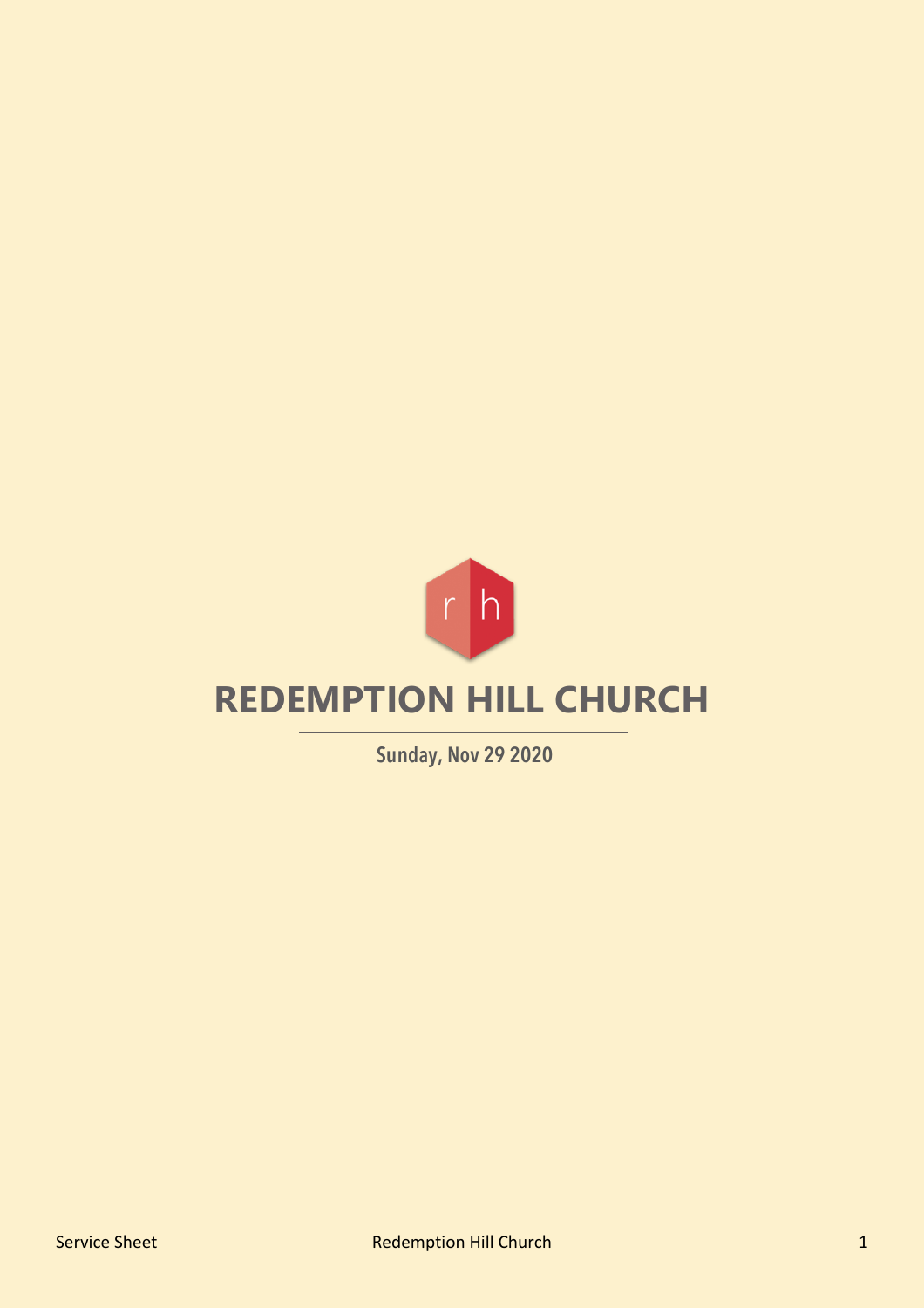# REDEMPTION HILL CHURCH

Sunday, Nov 29 2020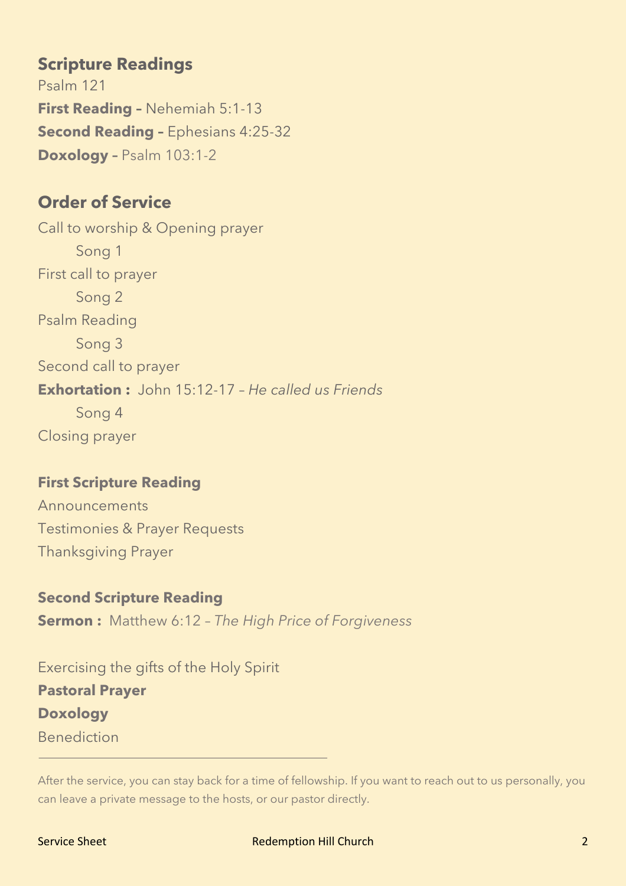## Scripture Readings

Psalm 121

**First Reading –** Nehemiah 5:1-13

**Second Reading –** Ephesians 4:25-32

**Doxology –** Psalm 103:1-2

## Order of Service

Call to worship & Opening prayer

Song 1

First call to prayer

Song 2

Psalm Reading

Song 3

Second call to prayer

**Exhortation :** John 15:12-17 – *He called us Friends*

Song 4

Closing prayer

**First Scripture Reading**

Announcements

Testimonies & Prayer Requests

Thanksgiving Prayer

**Second Scripture Reading**

**Sermon :** Matthew 6:12 – *The High Price of Forgiveness*

Exercising the gifts of the Holy Spirit

**Pastoral Prayer**

**Doxology**

Benediction

---

After the service, you can stay back for a time of fellowship. If you want to reach out to us personally, you can leave a private message to the hosts, or our pastor directly.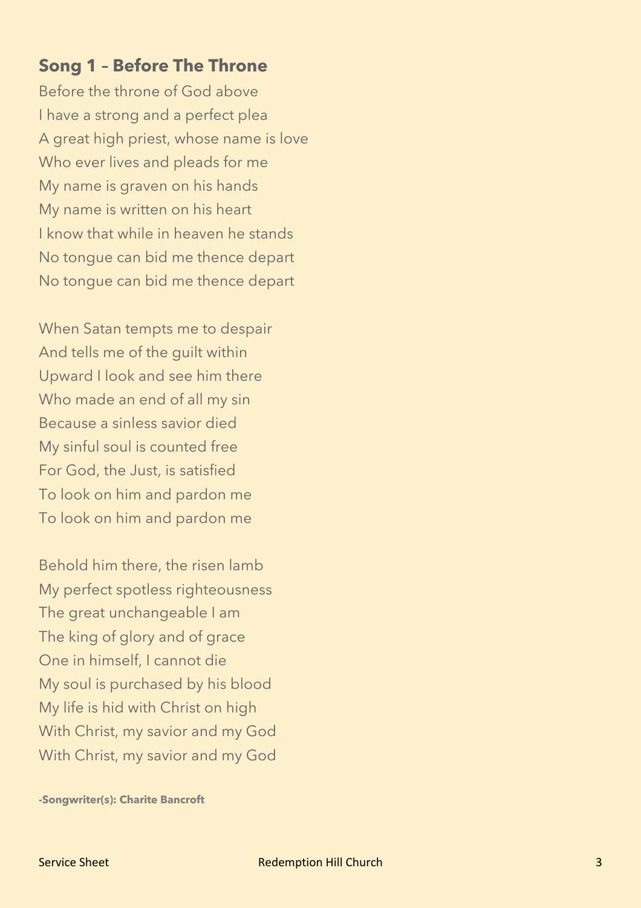## Song 1 – Before The Throne

Before the throne of God above
I have a strong and a perfect plea
A great high priest, whose name is love
Who ever lives and pleads for me
My name is graven on his hands
My name is written on his heart
I know that while in heaven he stands
No tongue can bid me thence depart
No tongue can bid me thence depart

When Satan tempts me to despair
And tells me of the guilt within
Upward I look and see him there
Who made an end of all my sin
Because a sinless savior died
My sinful soul is counted free
For God, the Just, is satisfied
To look on him and pardon me
To look on him and pardon me

Behold him there, the risen lamb
My perfect spotless righteousness
The great unchangeable I am
The king of glory and of grace
One in himself, I cannot die
My soul is purchased by his blood
My life is hid with Christ on high
With Christ, my savior and my God
With Christ, my savior and my God

**-Songwriter(s): Charite Bancroft**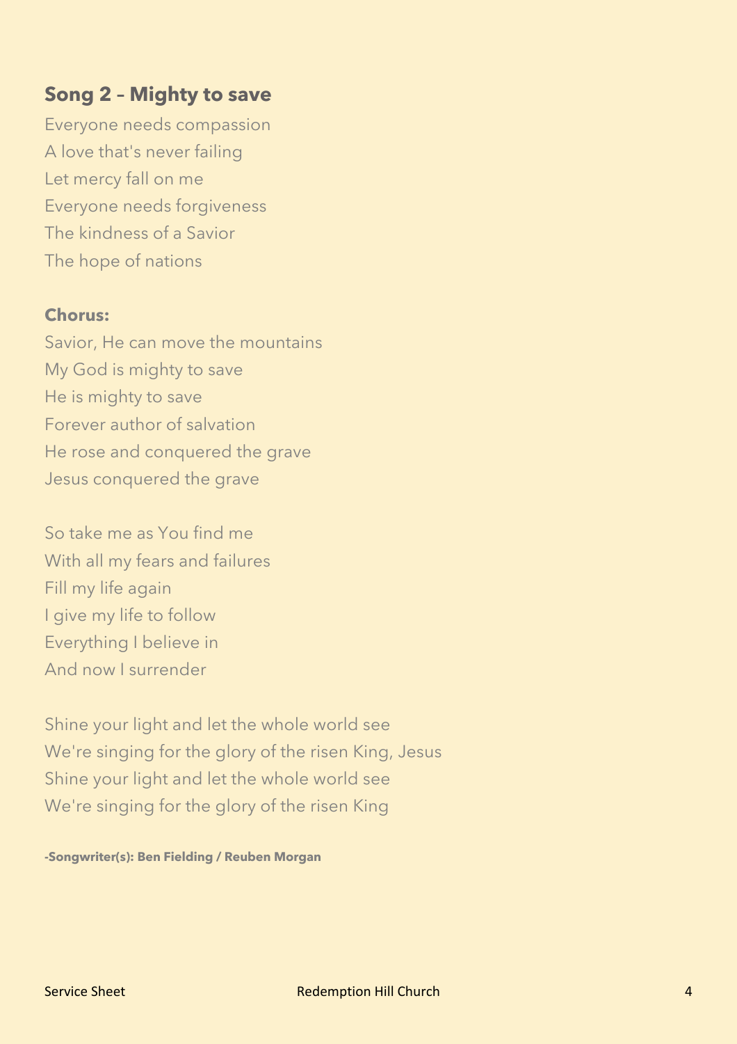## Song 2 – Mighty to save

Everyone needs compassion
A love that's never failing
Let mercy fall on me
Everyone needs forgiveness
The kindness of a Savior
The hope of nations

**Chorus:**

Savior, He can move the mountains
My God is mighty to save
He is mighty to save
Forever author of salvation
He rose and conquered the grave
Jesus conquered the grave

So take me as You find me
With all my fears and failures
Fill my life again
I give my life to follow
Everything I believe in
And now I surrender

Shine your light and let the whole world see
We're singing for the glory of the risen King, Jesus
Shine your light and let the whole world see
We're singing for the glory of the risen King

**-Songwriter(s): Ben Fielding / Reuben Morgan**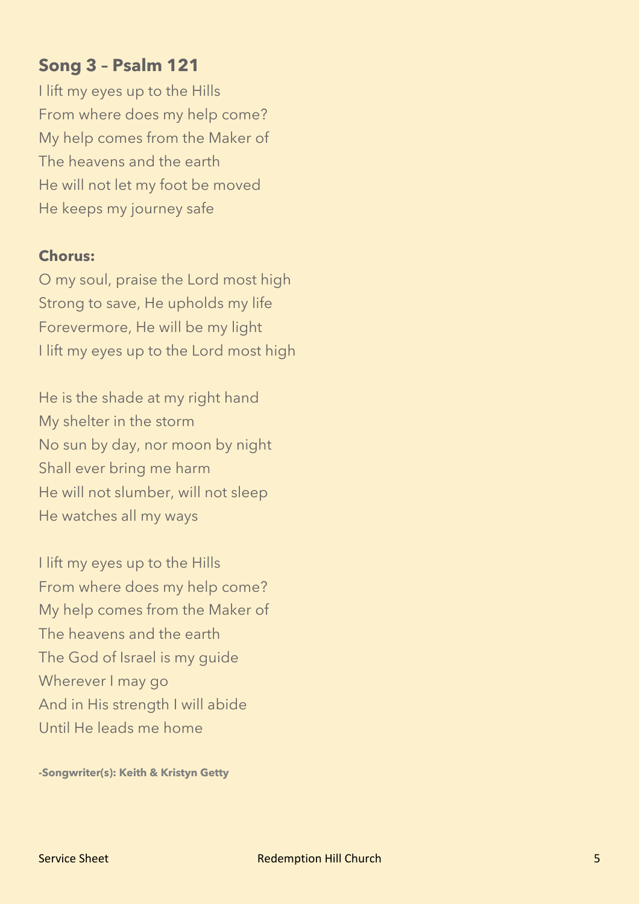## Song 3 – Psalm 121

I lift my eyes up to the Hills
From where does my help come?
My help comes from the Maker of
The heavens and the earth
He will not let my foot be moved
He keeps my journey safe

**Chorus:**

O my soul, praise the Lord most high
Strong to save, He upholds my life
Forevermore, He will be my light
I lift my eyes up to the Lord most high

He is the shade at my right hand
My shelter in the storm
No sun by day, nor moon by night
Shall ever bring me harm
He will not slumber, will not sleep
He watches all my ways

I lift my eyes up to the Hills
From where does my help come?
My help comes from the Maker of
The heavens and the earth
The God of Israel is my guide
Wherever I may go
And in His strength I will abide
Until He leads me home

**-Songwriter(s): Keith & Kristyn Getty**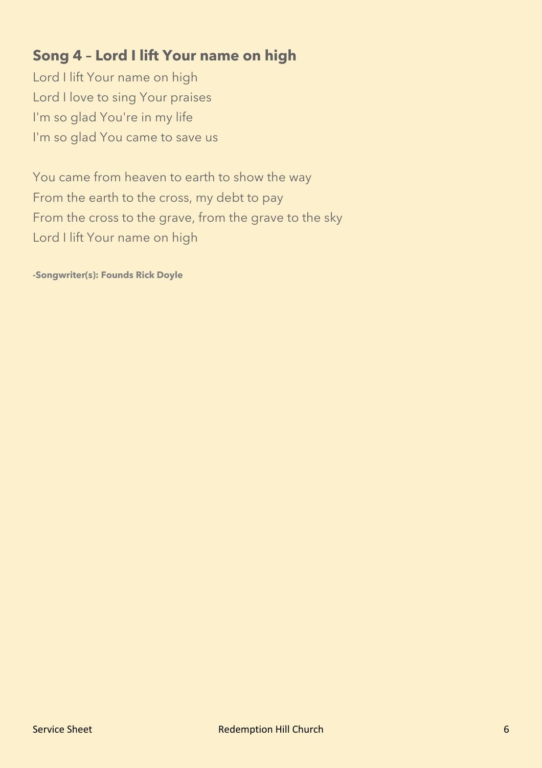## Song 4 – Lord I lift Your name on high

Lord I lift Your name on high
Lord I love to sing Your praises
I'm so glad You're in my life
I'm so glad You came to save us

You came from heaven to earth to show the way
From the earth to the cross, my debt to pay
From the cross to the grave, from the grave to the sky
Lord I lift Your name on high

**-Songwriter(s): Founds Rick Doyle**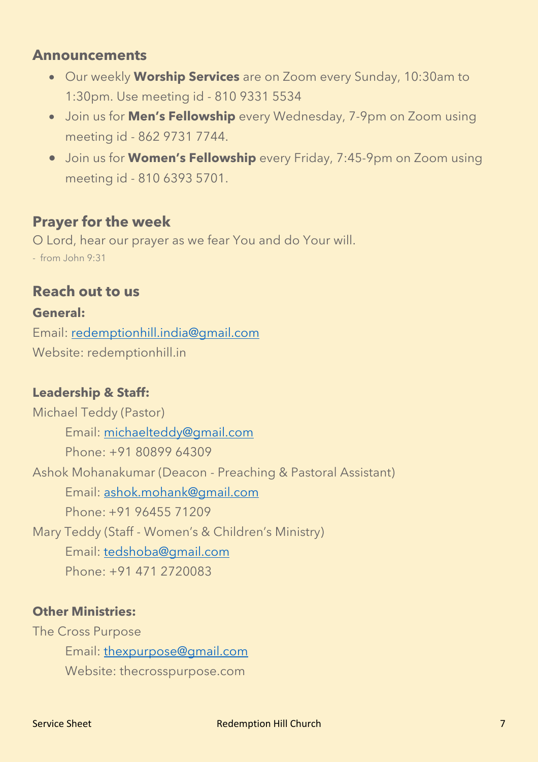## Announcements

- Our weekly **Worship Services** are on Zoom every Sunday, 10:30am to 1:30pm. Use meeting id - 810 9331 5534
- Join us for **Men's Fellowship** every Wednesday, 7-9pm on Zoom using meeting id - 862 9731 7744.
- Join us for **Women's Fellowship** every Friday, 7:45-9pm on Zoom using meeting id - 810 6393 5701.

## Prayer for the week

O Lord, hear our prayer as we fear You and do Your will.

- from John 9:31

## Reach out to us

**General:**

Email: redemptionhill.india@gmail.com
Website: redemptionhill.in

**Leadership & Staff:**

Michael Teddy (Pastor)
  Email: michaelteddy@gmail.com
  Phone: +91 80899 64309

Ashok Mohanakumar (Deacon - Preaching & Pastoral Assistant)
  Email: ashok.mohank@gmail.com
  Phone: +91 96455 71209

Mary Teddy (Staff - Women's & Children's Ministry)
  Email: tedshoba@gmail.com
  Phone: +91 471 2720083

**Other Ministries:**

The Cross Purpose
  Email: thexpurpose@gmail.com
  Website: thecrosspurpose.com